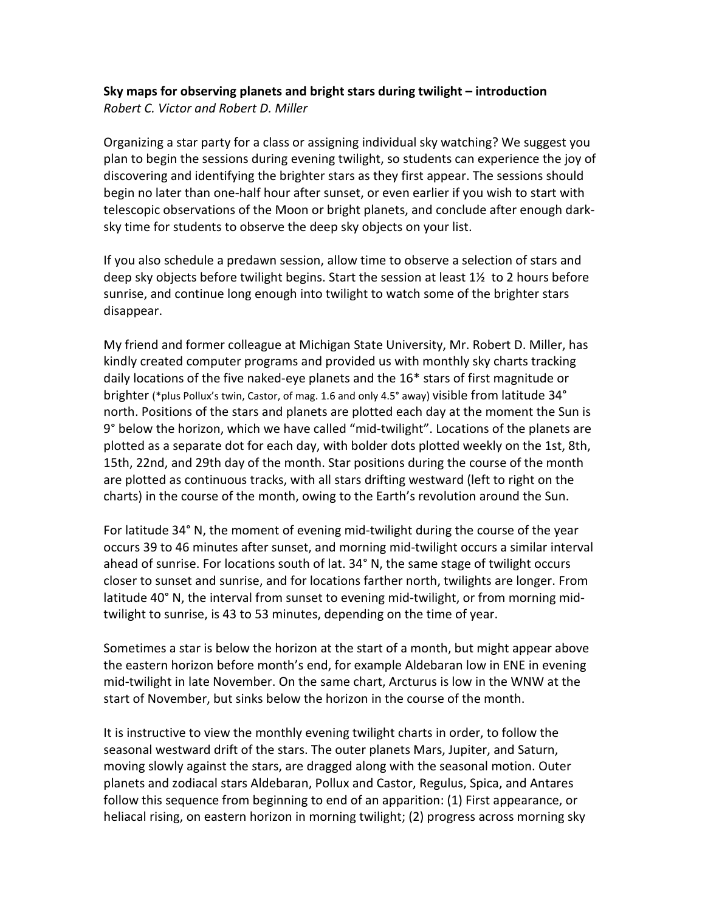**Sky maps for observing planets and bright stars during twilight – introduction**
*Robert C. Victor and Robert D. Miller*

Organizing a star party for a class or assigning individual sky watching? We suggest you plan to begin the sessions during evening twilight, so students can experience the joy of discovering and identifying the brighter stars as they first appear. The sessions should begin no later than one-half hour after sunset, or even earlier if you wish to start with telescopic observations of the Moon or bright planets, and conclude after enough dark-sky time for students to observe the deep sky objects on your list.

If you also schedule a predawn session, allow time to observe a selection of stars and deep sky objects before twilight begins. Start the session at least 1½ to 2 hours before sunrise, and continue long enough into twilight to watch some of the brighter stars disappear.

My friend and former colleague at Michigan State University, Mr. Robert D. Miller, has kindly created computer programs and provided us with monthly sky charts tracking daily locations of the five naked-eye planets and the 16* stars of first magnitude or brighter (*plus Pollux's twin, Castor, of mag. 1.6 and only 4.5° away) visible from latitude 34° north. Positions of the stars and planets are plotted each day at the moment the Sun is 9° below the horizon, which we have called "mid-twilight". Locations of the planets are plotted as a separate dot for each day, with bolder dots plotted weekly on the 1st, 8th, 15th, 22nd, and 29th day of the month. Star positions during the course of the month are plotted as continuous tracks, with all stars drifting westward (left to right on the charts) in the course of the month, owing to the Earth's revolution around the Sun.

For latitude 34° N, the moment of evening mid-twilight during the course of the year occurs 39 to 46 minutes after sunset, and morning mid-twilight occurs a similar interval ahead of sunrise. For locations south of lat. 34° N, the same stage of twilight occurs closer to sunset and sunrise, and for locations farther north, twilights are longer. From latitude 40° N, the interval from sunset to evening mid-twilight, or from morning mid-twilight to sunrise, is 43 to 53 minutes, depending on the time of year.

Sometimes a star is below the horizon at the start of a month, but might appear above the eastern horizon before month's end, for example Aldebaran low in ENE in evening mid-twilight in late November. On the same chart, Arcturus is low in the WNW at the start of November, but sinks below the horizon in the course of the month.

It is instructive to view the monthly evening twilight charts in order, to follow the seasonal westward drift of the stars. The outer planets Mars, Jupiter, and Saturn, moving slowly against the stars, are dragged along with the seasonal motion. Outer planets and zodiacal stars Aldebaran, Pollux and Castor, Regulus, Spica, and Antares follow this sequence from beginning to end of an apparition: (1) First appearance, or heliacal rising, on eastern horizon in morning twilight; (2) progress across morning sky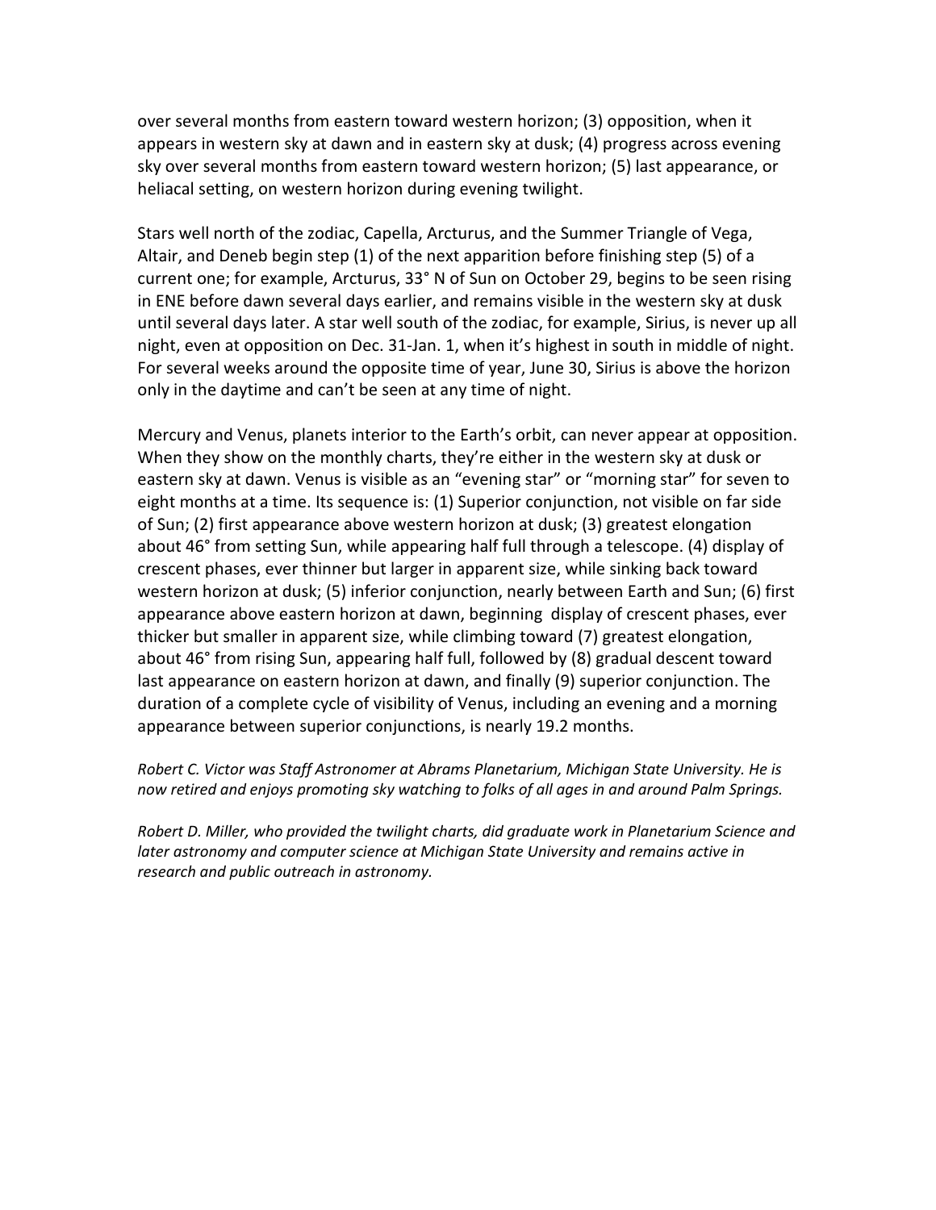over several months from eastern toward western horizon; (3) opposition, when it appears in western sky at dawn and in eastern sky at dusk; (4) progress across evening sky over several months from eastern toward western horizon; (5) last appearance, or heliacal setting, on western horizon during evening twilight.

Stars well north of the zodiac, Capella, Arcturus, and the Summer Triangle of Vega, Altair, and Deneb begin step (1) of the next apparition before finishing step (5) of a current one; for example, Arcturus, 33° N of Sun on October 29, begins to be seen rising in ENE before dawn several days earlier, and remains visible in the western sky at dusk until several days later. A star well south of the zodiac, for example, Sirius, is never up all night, even at opposition on Dec. 31-Jan. 1, when it's highest in south in middle of night. For several weeks around the opposite time of year, June 30, Sirius is above the horizon only in the daytime and can't be seen at any time of night.

Mercury and Venus, planets interior to the Earth's orbit, can never appear at opposition. When they show on the monthly charts, they're either in the western sky at dusk or eastern sky at dawn. Venus is visible as an "evening star" or "morning star" for seven to eight months at a time. Its sequence is: (1) Superior conjunction, not visible on far side of Sun; (2) first appearance above western horizon at dusk; (3) greatest elongation about 46° from setting Sun, while appearing half full through a telescope. (4) display of crescent phases, ever thinner but larger in apparent size, while sinking back toward western horizon at dusk; (5) inferior conjunction, nearly between Earth and Sun; (6) first appearance above eastern horizon at dawn, beginning display of crescent phases, ever thicker but smaller in apparent size, while climbing toward (7) greatest elongation, about 46° from rising Sun, appearing half full, followed by (8) gradual descent toward last appearance on eastern horizon at dawn, and finally (9) superior conjunction. The duration of a complete cycle of visibility of Venus, including an evening and a morning appearance between superior conjunctions, is nearly 19.2 months.

*Robert C. Victor was Staff Astronomer at Abrams Planetarium, Michigan State University. He is now retired and enjoys promoting sky watching to folks of all ages in and around Palm Springs.*

*Robert D. Miller, who provided the twilight charts, did graduate work in Planetarium Science and later astronomy and computer science at Michigan State University and remains active in research and public outreach in astronomy.*